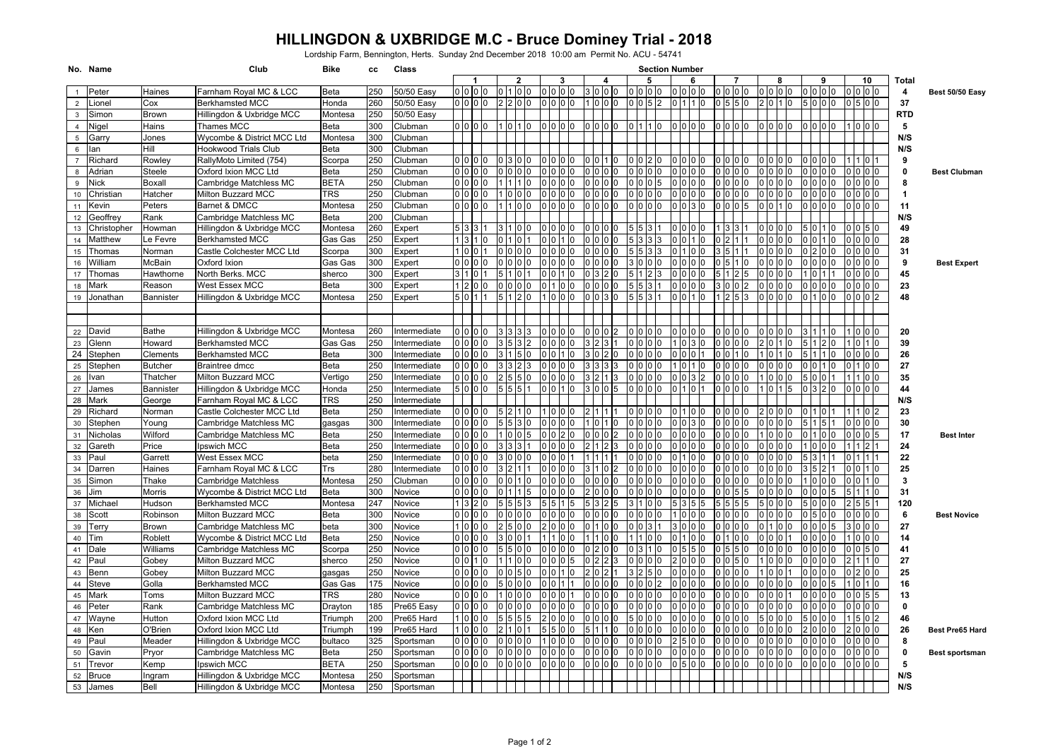# HILLINGDON & UXBRIDGE M.C - Bruce Dominey Trial - 2018

Lordship Farm, Bennington, Herts. Sunday 2nd December 2018 10:00 am Permit No. ACU - 54741

| No. | Name | | Club | Bike | cc | Class | Section 1 | Section 2 | Section 3 | Section 4 | Section 5 | Section 6 | Section 7 | Section 8 | Section 9 | Section 10 | Total | |
|---|---|---|---|---|---|---|---|---|---|---|---|---|---|---|---|---|---|---|
| 1 | Peter | Haines | Farnham Royal MC & LCC | Beta | 250 | 50/50 Easy | 0 0 0 0 | 0 1 0 0 | 0 0 0 0 | 3 0 0 0 | 0 0 0 0 | 0 0 0 0 | 0 0 0 0 | 0 0 0 0 | 0 0 0 0 | 0 0 0 0 | 4 | **Best 50/50 Easy** |
| 2 | Lionel | Cox | Berkhamsted MCC | Honda | 260 | 50/50 Easy | 0 0 0 0 | 2 2 0 0 | 0 0 0 0 | 1 0 0 0 | 0 0 5 2 | 0 1 1 0 | 0 5 5 0 | 2 0 1 0 | 5 0 0 0 | 0 5 0 0 | 37 | |
| 3 | Simon | Brown | Hillingdon & Uxbridge MCC | Montesa | 250 | 50/50 Easy | | | | | | | | | | | RTD | |
| 4 | Nigel | Hains | Thames MCC | Beta | 300 | Clubman | 0 0 0 0 | 1 0 1 0 | 0 0 0 0 | 0 0 0 0 | 0 1 1 0 | 0 0 0 0 | 0 0 0 0 | 0 0 0 0 | 0 0 0 0 | 1 0 0 0 | 5 | |
| 5 | Garry | Jones | Wycombe & District MCC Ltd | Montesa | 300 | Clubman | | | | | | | | | | | N/S | |
| 6 | Ian | Hill | Hookwood Trials Club | Beta | 300 | Clubman | | | | | | | | | | | N/S | |
| 7 | Richard | Rowley | RallyMoto Limited (754) | Scorpa | 250 | Clubman | 0 0 0 0 | 0 3 0 0 | 0 0 0 0 | 0 0 1 0 | 0 0 2 0 | 0 0 0 0 | 0 0 0 0 | 0 0 0 0 | 0 0 0 0 | 1 1 0 1 | 9 | |
| 8 | Adrian | Steele | Oxford Ixion MCC Ltd | Beta | 250 | Clubman | 0 0 0 0 | 0 0 0 0 | 0 0 0 0 | 0 0 0 0 | 0 0 0 0 | 0 0 0 0 | 0 0 0 0 | 0 0 0 0 | 0 0 0 0 | 0 0 0 0 | 0 | **Best Clubman** |
| 9 | Nick | Boxall | Cambridge Matchless MC | BETA | 250 | Clubman | 0 0 0 0 | 1 1 1 0 | 0 0 0 0 | 0 0 0 0 | 0 0 0 5 | 0 0 0 0 | 0 0 0 0 | 0 0 0 0 | 0 0 0 0 | 0 0 0 0 | 8 | |
| 10 | Christian | Hatcher | Milton Buzzard MCC | TRS | 250 | Clubman | 0 0 0 0 | 1 0 0 0 | 0 0 0 0 | 0 0 0 0 | 0 0 0 0 | 0 0 0 0 | 0 0 0 0 | 0 0 0 0 | 0 0 0 0 | 0 0 0 0 | 1 | |
| 11 | Kevin | Peters | Barnet & DMCC | Montesa | 250 | Clubman | 0 0 0 0 | 1 1 0 0 | 0 0 0 0 | 0 0 0 0 | 0 0 0 0 | 0 0 3 0 | 0 0 0 5 | 0 0 1 0 | 0 0 0 0 | 0 0 0 0 | 11 | |
| 12 | Geoffrey | Rank | Cambridge Matchless MC | Beta | 200 | Clubman | | | | | | | | | | | N/S | |
| 13 | Christopher | Howman | Hillingdon & Uxbridge MCC | Montesa | 260 | Expert | 5 3 3 1 | 3 1 0 0 | 0 0 0 0 | 0 0 0 0 | 5 5 3 1 | 0 0 0 0 | 1 3 3 1 | 0 0 0 0 | 5 0 1 0 | 0 0 5 0 | 49 | |
| 14 | Matthew | Le Fevre | Berkhamsted MCC | Gas Gas | 250 | Expert | 1 3 1 0 | 0 1 0 1 | 0 0 1 0 | 0 0 0 0 | 5 3 3 3 | 0 0 1 0 | 0 2 1 1 | 0 0 0 0 | 0 0 1 0 | 0 0 0 0 | 28 | |
| 15 | Thomas | Norman | Castle Colchester MCC Ltd | Scorpa | 300 | Expert | 1 0 0 1 | 0 0 0 0 | 0 0 0 0 | 0 0 0 0 | 5 5 3 3 | 0 1 0 0 | 3 5 1 1 | 0 0 0 0 | 0 2 0 0 | 0 0 0 0 | 31 | |
| 16 | William | McBain | Oxford Ixion | Gas Gas | 300 | Expert | 0 0 0 0 | 0 0 0 0 | 0 0 0 0 | 0 0 0 0 | 3 0 0 0 | 0 0 0 0 | 0 5 1 0 | 0 0 0 0 | 0 0 0 0 | 0 0 0 0 | 9 | **Best Expert** |
| 17 | Thomas | Hawthorne | North Berks. MCC | sherco | 300 | Expert | 3 1 0 1 | 5 1 0 1 | 0 0 1 0 | 0 3 2 0 | 5 1 2 3 | 0 0 0 0 | 5 1 2 5 | 0 0 0 0 | 1 0 1 1 | 0 0 0 0 | 45 | |
| 18 | Mark | Reason | West Essex MCC | Beta | 300 | Expert | 1 2 0 0 | 0 0 0 0 | 0 1 0 0 | 0 0 0 0 | 5 5 3 1 | 0 0 0 0 | 3 0 0 2 | 0 0 0 0 | 0 0 0 0 | 0 0 0 0 | 23 | |
| 19 | Jonathan | Bannister | Hillingdon & Uxbridge MCC | Montesa | 250 | Expert | 5 0 1 1 | 5 1 2 0 | 1 0 0 0 | 0 0 3 0 | 5 5 3 1 | 0 0 1 0 | 1 2 5 3 | 0 0 0 0 | 0 1 0 0 | 0 0 0 2 | 48 | |
| 22 | David | Bathe | Hillingdon & Uxbridge MCC | Montesa | 260 | Intermediate | 0 0 0 0 | 3 3 3 3 | 0 0 0 0 | 0 0 0 2 | 0 0 0 0 | 0 0 0 0 | 0 0 0 0 | 0 0 0 0 | 3 1 1 0 | 1 0 0 0 | 20 | |
| 23 | Glenn | Howard | Berkhamsted MCC | Gas Gas | 250 | Intermediate | 0 0 0 0 | 3 5 3 2 | 0 0 0 0 | 3 2 3 1 | 0 0 0 0 | 1 0 3 0 | 0 0 0 0 | 2 0 1 0 | 5 1 2 0 | 1 0 1 0 | 39 | |
| 24 | Stephen | Clements | Berkhamsted MCC | Beta | 300 | Intermediate | 0 0 0 0 | 3 1 5 0 | 0 0 1 0 | 3 0 2 0 | 0 0 0 0 | 0 0 0 1 | 0 0 1 0 | 1 0 1 0 | 5 1 1 0 | 0 0 0 0 | 26 | |
| 25 | Stephen | Butcher | Braintree dmcc | Beta | 250 | Intermediate | 0 0 0 0 | 3 3 2 3 | 0 0 0 0 | 3 3 3 3 | 0 0 0 0 | 1 0 1 0 | 0 0 0 0 | 0 0 0 0 | 0 0 1 0 | 0 1 0 0 | 27 | |
| 26 | Ivan | Thatcher | Milton Buzzard MCC | Vertigo | 250 | Intermediate | 0 0 0 0 | 2 5 5 0 | 0 0 0 0 | 3 2 1 3 | 0 0 0 0 | 0 0 3 2 | 0 0 0 0 | 1 0 0 0 | 5 0 0 1 | 1 1 0 0 | 35 | |
| 27 | James | Bannister | Hillingdon & Uxbridge MCC | Honda | 250 | Intermediate | 5 0 0 0 | 5 5 5 1 | 0 0 1 0 | 3 0 0 5 | 0 0 0 0 | 0 1 0 1 | 0 0 0 0 | 1 0 1 5 | 0 3 2 0 | 0 0 0 0 | 44 | |
| 28 | Mark | George | Farnham Royal MC & LCC | TRS | 250 | Intermediate | | | | | | | | | | | N/S | |
| 29 | Richard | Norman | Castle Colchester MCC Ltd | Beta | 250 | Intermediate | 0 0 0 0 | 5 2 1 0 | 1 0 0 0 | 2 1 1 1 | 0 0 0 0 | 0 1 0 0 | 0 0 0 0 | 2 0 0 0 | 0 1 0 1 | 1 1 0 2 | 23 | |
| 30 | Stephen | Young | Cambridge Matchless MC | gasgas | 300 | Intermediate | 0 0 0 0 | 5 5 3 0 | 0 0 0 0 | 1 0 1 0 | 0 0 0 0 | 0 0 3 0 | 0 0 0 0 | 0 0 0 0 | 5 1 5 1 | 0 0 0 0 | 30 | |
| 31 | Nicholas | Wilford | Cambridge Matchless MC | Beta | 250 | Intermediate | 0 0 0 0 | 1 0 0 5 | 0 0 2 0 | 0 0 0 2 | 0 0 0 0 | 0 0 0 0 | 0 0 0 0 | 1 0 0 0 | 0 1 0 0 | 0 0 0 5 | 17 | **Best Inter** |
| 32 | Gareth | Price | Ipswich MCC | Beta | 250 | Intermediate | 0 0 0 0 | 3 3 3 1 | 0 0 0 0 | 2 1 2 3 | 0 0 0 0 | 0 0 0 0 | 0 0 0 0 | 0 0 0 0 | 1 0 0 0 | 1 1 2 1 | 24 | |
| 33 | Paul | Garrett | West Essex MCC | beta | 250 | Intermediate | 0 0 0 0 | 3 0 0 0 | 0 0 0 1 | 1 1 1 1 | 0 0 0 0 | 0 1 0 0 | 0 0 0 0 | 0 0 0 0 | 5 3 1 1 | 0 1 1 1 | 22 | |
| 34 | Darren | Haines | Farnham Royal MC & LCC | Trs | 280 | Intermediate | 0 0 0 0 | 3 2 1 1 | 0 0 0 0 | 3 1 0 2 | 0 0 0 0 | 0 0 0 0 | 0 0 0 0 | 0 0 0 0 | 3 5 2 1 | 0 0 1 0 | 25 | |
| 35 | Simon | Thake | Cambridge Matchless | Montesa | 250 | Clubman | 0 0 0 0 | 0 0 1 0 | 0 0 0 0 | 0 0 0 0 | 0 0 0 0 | 0 0 0 0 | 0 0 0 0 | 0 0 0 0 | 1 0 0 0 | 0 0 1 0 | 3 | |
| 36 | Jim | Morris | Wycombe & District MCC Ltd | Beta | 300 | Novice | 0 0 0 0 | 0 1 1 5 | 0 0 0 0 | 2 0 0 0 | 0 0 0 0 | 0 0 0 0 | 0 0 5 5 | 0 0 0 0 | 0 0 0 5 | 5 1 1 0 | 31 | |
| 37 | Michael | Hudson | Berkhamsted MCC | Montesa | 247 | Novice | 1 3 2 0 | 5 5 5 3 | 5 5 1 5 | 5 3 2 5 | 3 1 0 0 | 5 3 5 5 | 5 5 5 5 | 5 0 0 0 | 5 0 0 0 | 2 5 5 1 | 120 | |
| 38 | Scott | Robinson | Milton Buzzard MCC | Beta | 300 | Novice | 0 0 0 0 | 0 0 0 0 | 0 0 0 0 | 0 0 0 0 | 0 0 0 0 | 1 0 0 0 | 0 0 0 0 | 0 0 0 0 | 0 5 0 0 | 0 0 0 0 | 6 | **Best Novice** |
| 39 | Terry | Brown | Cambridge Matchless MC | beta | 300 | Novice | 1 0 0 0 | 2 5 0 0 | 2 0 0 0 | 0 1 0 0 | 0 0 3 1 | 3 0 0 0 | 0 0 0 0 | 0 1 0 0 | 0 0 0 5 | 3 0 0 0 | 27 | |
| 40 | Tim | Roblett | Wycombe & District MCC Ltd | Beta | 250 | Novice | 0 0 0 0 | 3 0 0 1 | 1 1 0 0 | 1 1 0 0 | 1 1 0 0 | 0 1 0 0 | 0 1 0 0 | 0 0 0 1 | 0 0 0 0 | 1 0 0 0 | 14 | |
| 41 | Dale | Williams | Cambridge Matchless MC | Scorpa | 250 | Novice | 0 0 0 0 | 5 5 0 0 | 0 0 0 0 | 0 2 0 0 | 0 3 1 0 | 0 5 5 0 | 0 5 5 0 | 0 0 0 0 | 0 0 0 0 | 0 0 5 0 | 41 | |
| 42 | Paul | Gobey | Milton Buzzard MCC | sherco | 250 | Novice | 0 0 1 0 | 1 1 0 0 | 0 0 0 5 | 0 2 2 3 | 0 0 0 0 | 2 0 0 0 | 0 0 5 0 | 1 0 0 0 | 0 0 0 0 | 2 1 1 0 | 27 | |
| 43 | Benn | Gobey | Milton Buzzard MCC | gasgas | 250 | Novice | 0 0 0 0 | 0 0 5 0 | 0 0 1 0 | 2 0 2 1 | 3 2 5 0 | 0 0 0 0 | 0 0 0 0 | 1 0 0 1 | 0 0 0 0 | 0 2 0 0 | 25 | |
| 44 | Steve | Golla | Berkhamsted MCC | Gas Gas | 175 | Novice | 0 0 0 0 | 5 0 0 0 | 0 0 1 1 | 0 0 0 0 | 0 0 0 2 | 0 0 0 0 | 0 0 0 0 | 0 0 0 0 | 0 0 0 5 | 1 0 1 0 | 16 | |
| 45 | Mark | Toms | Milton Buzzard MCC | TRS | 280 | Novice | 0 0 0 0 | 1 0 0 0 | 0 0 0 1 | 0 0 0 0 | 0 0 0 0 | 0 0 0 0 | 0 0 0 0 | 0 0 0 1 | 0 0 0 0 | 0 0 5 5 | 13 | |
| 46 | Peter | Rank | Cambridge Matchless MC | Drayton | 185 | Pre65 Easy | 0 0 0 0 | 0 0 0 0 | 0 0 0 0 | 0 0 0 0 | 0 0 0 0 | 0 0 0 0 | 0 0 0 0 | 0 0 0 0 | 0 0 0 0 | 0 0 0 0 | 0 | |
| 47 | Wayne | Hutton | Oxford Ixion MCC Ltd | Triumph | 200 | Pre65 Hard | 1 0 0 0 | 5 5 5 5 | 2 0 0 0 | 0 0 0 0 | 5 0 0 0 | 0 0 0 0 | 0 0 0 0 | 5 0 0 0 | 5 0 0 0 | 1 5 0 2 | 46 | |
| 48 | Ken | O'Brien | Oxford Ixion MCC Ltd | Triumph | 199 | Pre65 Hard | 1 0 0 0 | 2 1 0 1 | 5 5 0 0 | 5 1 1 0 | 0 0 0 0 | 0 0 0 0 | 0 0 0 0 | 0 0 0 0 | 2 0 0 0 | 2 0 0 0 | 26 | **Best Pre65 Hard** |
| 49 | Paul | Meader | Hillingdon & Uxbridge MCC | bultaco | 325 | Sportsman | 0 0 0 0 | 0 0 0 0 | 1 0 0 0 | 0 0 0 0 | 0 0 0 0 | 2 5 0 0 | 0 0 0 0 | 0 0 0 0 | 0 0 0 0 | 0 0 0 0 | 8 | |
| 50 | Gavin | Pryor | Cambridge Matchless MC | Beta | 250 | Sportsman | 0 0 0 0 | 0 0 0 0 | 0 0 0 0 | 0 0 0 0 | 0 0 0 0 | 0 0 0 0 | 0 0 0 0 | 0 0 0 0 | 0 0 0 0 | 0 0 0 0 | 0 | **Best sportsman** |
| 51 | Trevor | Kemp | Ipswich MCC | BETA | 250 | Sportsman | 0 0 0 0 | 0 0 0 0 | 0 0 0 0 | 0 0 0 0 | 0 0 0 0 | 0 5 0 0 | 0 0 0 0 | 0 0 0 0 | 0 0 0 0 | 0 0 0 0 | 5 | |
| 52 | Bruce | Ingram | Hillingdon & Uxbridge MCC | Montesa | 250 | Sportsman | | | | | | | | | | | N/S | |
| 53 | James | Bell | Hillingdon & Uxbridge MCC | Montesa | 250 | Sportsman | | | | | | | | | | | N/S | |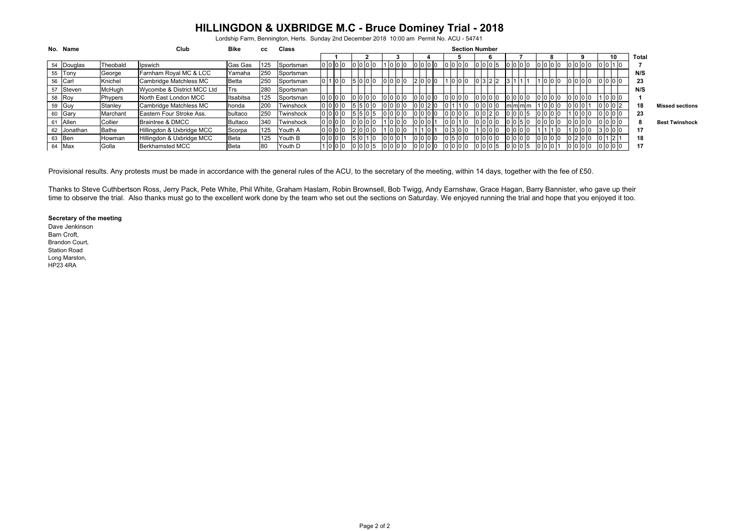# HILLINGDON & UXBRIDGE M.C - Bruce Dominey Trial - 2018

Lordship Farm, Bennington, Herts. Sunday 2nd December 2018 10:00 am Permit No. ACU - 54741

| No. | Name | | Club | Bike | cc | Class | Section 1 | Section 2 | Section 3 | Section 4 | Section 5 | Section 6 | Section 7 | Section 8 | Section 9 | Section 10 | Total | |
|---|---|---|---|---|---|---|---|---|---|---|---|---|---|---|---|---|---|---|
| 54 | Douglas | Theobald | Ipswich | Gas Gas | 125 | Sportsman | 0 0 0 0 | 0 0 0 0 | 1 0 0 0 | 0 0 0 0 | 0 0 0 0 | 0 0 0 5 | 0 0 0 0 | 0 0 0 0 | 0 0 0 0 | 0 0 1 0 | 7 | |
| 55 | Tony | George | Farnham Royal MC & LCC | Yamaha | 250 | Sportsman | | | | | | | | | | | N/S | |
| 56 | Carl | Knichel | Cambridge Matchless MC | Betta | 250 | Sportsman | 0 1 0 0 | 5 0 0 0 | 0 0 0 0 | 2 0 0 0 | 1 0 0 0 | 0 3 2 2 | 3 1 1 1 | 1 0 0 0 | 0 0 0 0 | 0 0 0 0 | 23 | |
| 57 | Steven | McHugh | Wycombe & District MCC Ltd | Trs | 280 | Sportsman | | | | | | | | | | | N/S | |
| 58 | Roy | Phypers | North East London MCC | Itsabitsa | 125 | Sportsman | 0 0 0 0 | 0 0 0 0 | 0 0 0 0 | 0 0 0 0 | 0 0 0 0 | 0 0 0 0 | 0 0 0 0 | 0 0 0 0 | 0 0 0 0 | 1 0 0 0 | 1 | |
| 59 | Guy | Stanley | Cambridge Matchless MC | honda | 200 | Twinshock | 0 0 0 0 | 5 5 0 0 | 0 0 0 0 | 0 0 2 0 | 0 1 1 0 | 0 0 0 0 | m m m m | 1 0 0 0 | 0 0 0 1 | 0 0 0 2 | 18 | Missed sections |
| 60 | Gary | Marchant | Eastern Four Stroke Ass. | bultaco | 250 | Twinshock | 0 0 0 0 | 5 5 0 5 | 0 0 0 0 | 0 0 0 0 | 0 0 0 0 | 0 0 2 0 | 0 0 0 5 | 0 0 0 0 | 1 0 0 0 | 0 0 0 0 | 23 | |
| 61 | Allen | Collier | Braintree & DMCC | Bultaco | 340 | Twinshock | 0 0 0 0 | 0 0 0 0 | 1 0 0 0 | 0 0 0 1 | 0 0 1 0 | 0 0 0 0 | 0 0 5 0 | 0 0 0 0 | 0 0 0 0 | 0 0 0 0 | 8 | Best Twinshock |
| 62 | Jonathan | Bathe | Hillingdon & Uxbridge MCC | Scorpa | 125 | Youth A | 0 0 0 0 | 2 0 0 0 | 1 0 0 0 | 1 1 0 1 | 0 3 0 0 | 1 0 0 0 | 0 0 0 0 | 1 1 1 0 | 1 0 0 0 | 3 0 0 0 | 17 | |
| 63 | Ben | Howman | Hillingdon & Uxbridge MCC | Beta | 125 | Youth B | 0 0 0 0 | 5 0 1 0 | 0 0 0 1 | 0 0 0 0 | 0 5 0 0 | 0 0 0 0 | 0 0 0 0 | 0 0 0 0 | 0 2 0 0 | 0 1 2 1 | 18 | |
| 64 | Max | Golla | Berkhamsted MCC | Beta | 80 | Youth D | 1 0 0 0 | 0 0 0 5 | 0 0 0 0 | 0 0 0 0 | 0 0 0 0 | 0 0 0 5 | 0 0 0 5 | 0 0 0 1 | 0 0 0 0 | 0 0 0 0 | 17 | |

Provisional results. Any protests must be made in accordance with the general rules of the ACU, to the secretary of the meeting, within 14 days, together with the fee of £50.

Thanks to Steve Cuthbertson Ross, Jerry Pack, Pete White, Phil White, Graham Haslam, Robin Brownsell, Bob Twigg, Andy Earnshaw, Grace Hagan, Barry Bannister, who gave up their time to observe the trial. Also thanks must go to the excellent work done by the team who set out the sections on Saturday. We enjoyed running the trial and hope that you enjoyed it too.

**Secretary of the meeting**

Dave Jenkinson
Barn Croft,
Brandon Court,
Station Road
Long Marston,
HP23 4RA